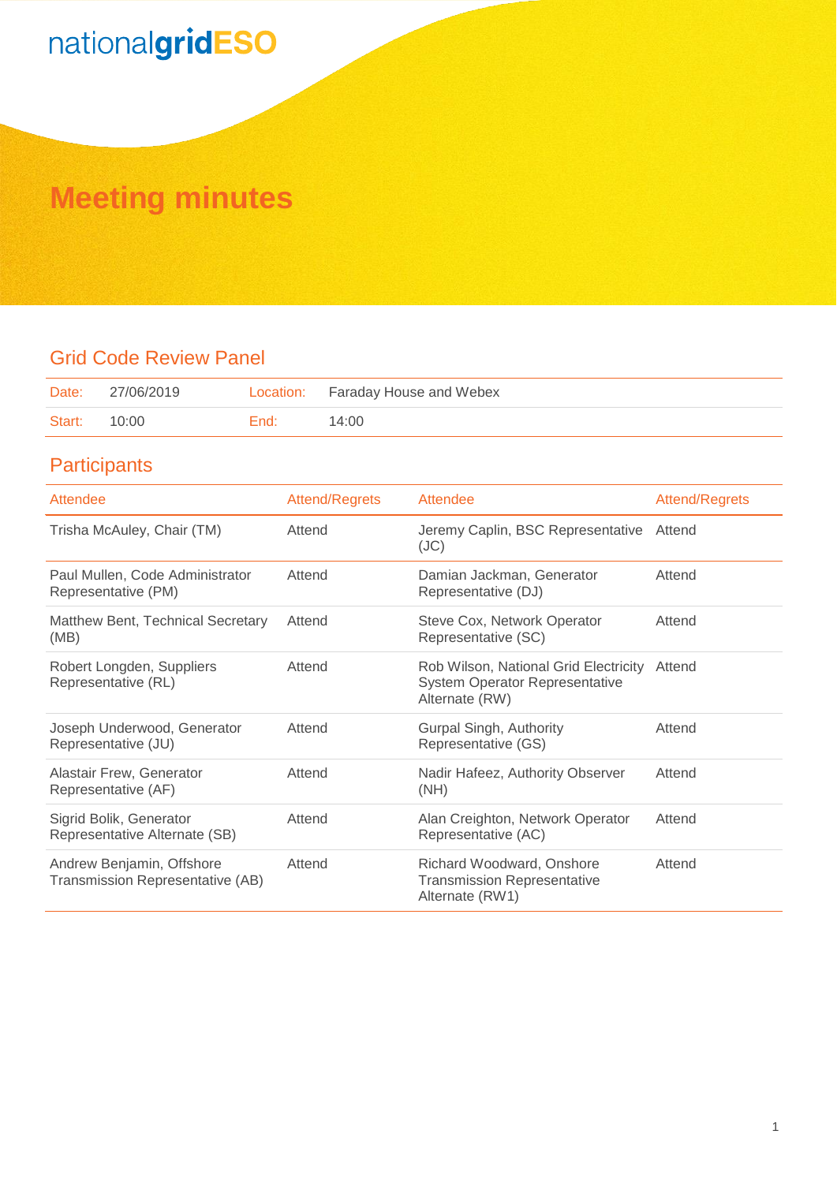nationalgridESO

# Meeting minutes

## Grid Code Review Panel

| Date: | 27/06/2019 | Location: | Faraday House and Webex |
|---|---|---|---|
| Start: | 10:00 | End: | 14:00 |

## Participants

| Attendee | Attend/Regrets | Attendee | Attend/Regrets |
|---|---|---|---|
| Trisha McAuley, Chair (TM) | Attend | Jeremy Caplin, BSC Representative (JC) | Attend |
| Paul Mullen, Code Administrator Representative (PM) | Attend | Damian Jackman, Generator Representative (DJ) | Attend |
| Matthew Bent, Technical Secretary (MB) | Attend | Steve Cox, Network Operator Representative (SC) | Attend |
| Robert Longden, Suppliers Representative (RL) | Attend | Rob Wilson, National Grid Electricity System Operator Representative Alternate (RW) | Attend |
| Joseph Underwood, Generator Representative (JU) | Attend | Gurpal Singh, Authority Representative (GS) | Attend |
| Alastair Frew, Generator Representative (AF) | Attend | Nadir Hafeez, Authority Observer (NH) | Attend |
| Sigrid Bolik, Generator Representative Alternate (SB) | Attend | Alan Creighton, Network Operator Representative (AC) | Attend |
| Andrew Benjamin, Offshore Transmission Representative (AB) | Attend | Richard Woodward, Onshore Transmission Representative Alternate (RW1) | Attend |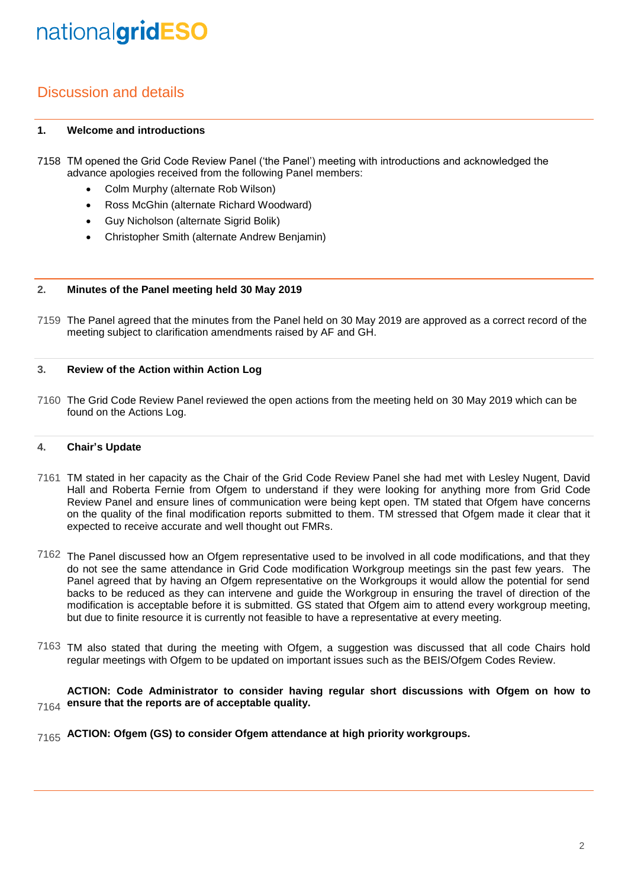# Discussion and details

## 1. Welcome and introductions

7158 TM opened the Grid Code Review Panel ('the Panel') meeting with introductions and acknowledged the advance apologies received from the following Panel members:

- Colm Murphy (alternate Rob Wilson)
- Ross McGhin (alternate Richard Woodward)
- Guy Nicholson (alternate Sigrid Bolik)
- Christopher Smith (alternate Andrew Benjamin)

## 2. Minutes of the Panel meeting held 30 May 2019

7159 The Panel agreed that the minutes from the Panel held on 30 May 2019 are approved as a correct record of the meeting subject to clarification amendments raised by AF and GH.

## 3. Review of the Action within Action Log

7160 The Grid Code Review Panel reviewed the open actions from the meeting held on 30 May 2019 which can be found on the Actions Log.

## 4. Chair's Update

7161 TM stated in her capacity as the Chair of the Grid Code Review Panel she had met with Lesley Nugent, David Hall and Roberta Fernie from Ofgem to understand if they were looking for anything more from Grid Code Review Panel and ensure lines of communication were being kept open. TM stated that Ofgem have concerns on the quality of the final modification reports submitted to them. TM stressed that Ofgem made it clear that it expected to receive accurate and well thought out FMRs.

7162 The Panel discussed how an Ofgem representative used to be involved in all code modifications, and that they do not see the same attendance in Grid Code modification Workgroup meetings sin the past few years. The Panel agreed that by having an Ofgem representative on the Workgroups it would allow the potential for send backs to be reduced as they can intervene and guide the Workgroup in ensuring the travel of direction of the modification is acceptable before it is submitted. GS stated that Ofgem aim to attend every workgroup meeting, but due to finite resource it is currently not feasible to have a representative at every meeting.

7163 TM also stated that during the meeting with Ofgem, a suggestion was discussed that all code Chairs hold regular meetings with Ofgem to be updated on important issues such as the BEIS/Ofgem Codes Review.

7164 **ACTION: Code Administrator to consider having regular short discussions with Ofgem on how to ensure that the reports are of acceptable quality.**

7165 **ACTION: Ofgem (GS) to consider Ofgem attendance at high priority workgroups.**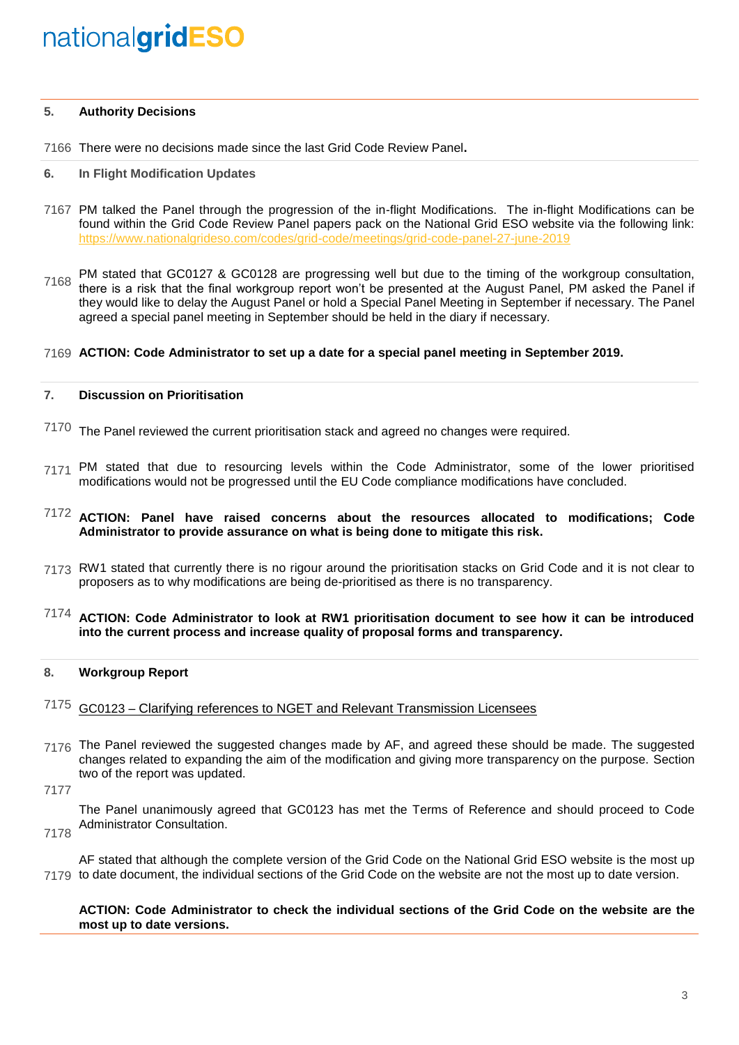## 5. Authority Decisions

7166 There were no decisions made since the last Grid Code Review Panel**.**

## 6. In Flight Modification Updates

7167 PM talked the Panel through the progression of the in-flight Modifications. The in-flight Modifications can be found within the Grid Code Review Panel papers pack on the National Grid ESO website via the following link: https://www.nationalgrideso.com/codes/grid-code/meetings/grid-code-panel-27-june-2019

7168 PM stated that GC0127 & GC0128 are progressing well but due to the timing of the workgroup consultation, there is a risk that the final workgroup report won't be presented at the August Panel, PM asked the Panel if they would like to delay the August Panel or hold a Special Panel Meeting in September if necessary. The Panel agreed a special panel meeting in September should be held in the diary if necessary.

7169 **ACTION: Code Administrator to set up a date for a special panel meeting in September 2019.**

## 7. Discussion on Prioritisation

7170 The Panel reviewed the current prioritisation stack and agreed no changes were required.

7171 PM stated that due to resourcing levels within the Code Administrator, some of the lower prioritised modifications would not be progressed until the EU Code compliance modifications have concluded.

7172 **ACTION: Panel have raised concerns about the resources allocated to modifications; Code Administrator to provide assurance on what is being done to mitigate this risk.**

7173 RW1 stated that currently there is no rigour around the prioritisation stacks on Grid Code and it is not clear to proposers as to why modifications are being de-prioritised as there is no transparency.

7174 **ACTION: Code Administrator to look at RW1 prioritisation document to see how it can be introduced into the current process and increase quality of proposal forms and transparency.**

## 8. Workgroup Report

7175 GC0123 – Clarifying references to NGET and Relevant Transmission Licensees

7176 The Panel reviewed the suggested changes made by AF, and agreed these should be made. The suggested changes related to expanding the aim of the modification and giving more transparency on the purpose. Section two of the report was updated.

7177 The Panel unanimously agreed that GC0123 has met the Terms of Reference and should proceed to Code Administrator Consultation.

7178 AF stated that although the complete version of the Grid Code on the National Grid ESO website is the most up to date document, the individual sections of the Grid Code on the website are not the most up to date version.

7179 **ACTION: Code Administrator to check the individual sections of the Grid Code on the website are the most up to date versions.**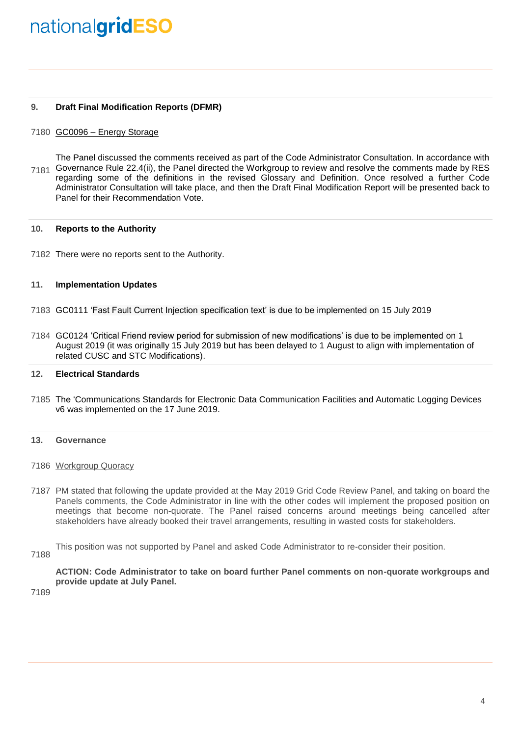## 9. Draft Final Modification Reports (DFMR)

7180 GC0096 – Energy Storage

7181 The Panel discussed the comments received as part of the Code Administrator Consultation. In accordance with Governance Rule 22.4(ii), the Panel directed the Workgroup to review and resolve the comments made by RES regarding some of the definitions in the revised Glossary and Definition. Once resolved a further Code Administrator Consultation will take place, and then the Draft Final Modification Report will be presented back to Panel for their Recommendation Vote.

## 10. Reports to the Authority

7182 There were no reports sent to the Authority.

## 11. Implementation Updates

7183 GC0111 'Fast Fault Current Injection specification text' is due to be implemented on 15 July 2019

7184 GC0124 'Critical Friend review period for submission of new modifications' is due to be implemented on 1 August 2019 (it was originally 15 July 2019 but has been delayed to 1 August to align with implementation of related CUSC and STC Modifications).

## 12. Electrical Standards

7185 The 'Communications Standards for Electronic Data Communication Facilities and Automatic Logging Devices v6 was implemented on the 17 June 2019.

## 13. Governance

7186 Workgroup Quoracy

7187 PM stated that following the update provided at the May 2019 Grid Code Review Panel, and taking on board the Panels comments, the Code Administrator in line with the other codes will implement the proposed position on meetings that become non-quorate. The Panel raised concerns around meetings being cancelled after stakeholders have already booked their travel arrangements, resulting in wasted costs for stakeholders.

7188 This position was not supported by Panel and asked Code Administrator to re-consider their position.

**ACTION: Code Administrator to take on board further Panel comments on non-quorate workgroups and provide update at July Panel.**

7189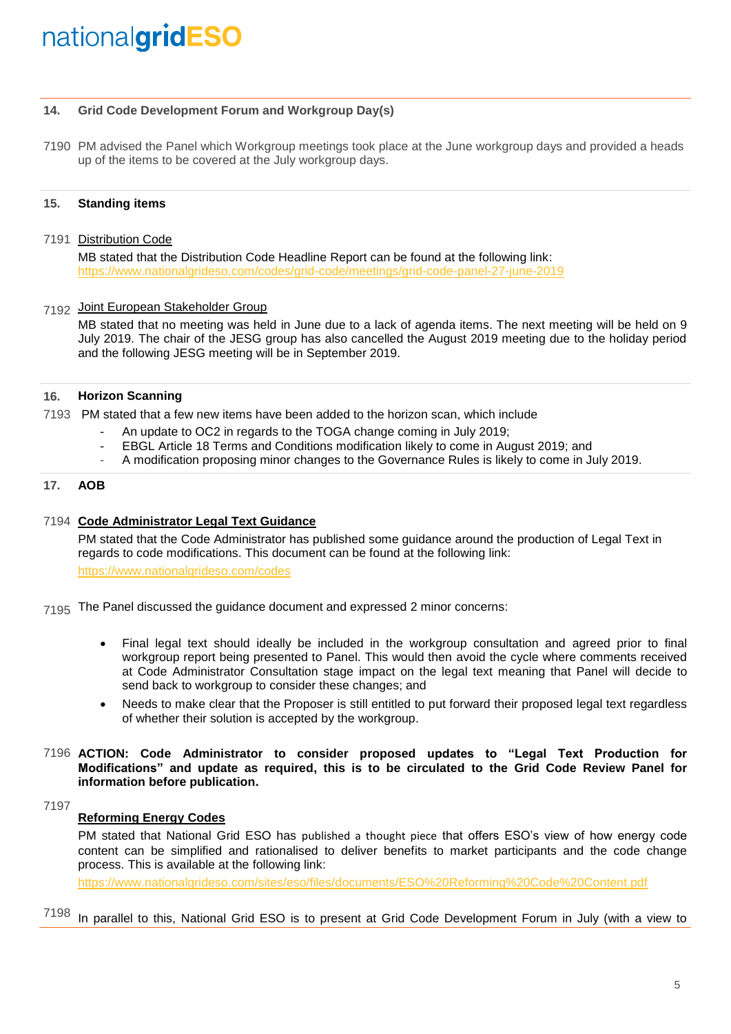### 14. Grid Code Development Forum and Workgroup Day(s)

7190 PM advised the Panel which Workgroup meetings took place at the June workgroup days and provided a heads up of the items to be covered at the July workgroup days.

### 15. Standing items

7191 Distribution Code

MB stated that the Distribution Code Headline Report can be found at the following link: https://www.nationalgrideso.com/codes/grid-code/meetings/grid-code-panel-27-june-2019

7192 Joint European Stakeholder Group

MB stated that no meeting was held in June due to a lack of agenda items. The next meeting will be held on 9 July 2019. The chair of the JESG group has also cancelled the August 2019 meeting due to the holiday period and the following JESG meeting will be in September 2019.

### 16. Horizon Scanning

7193 PM stated that a few new items have been added to the horizon scan, which include

- An update to OC2 in regards to the TOGA change coming in July 2019;
- EBGL Article 18 Terms and Conditions modification likely to come in August 2019; and
- A modification proposing minor changes to the Governance Rules is likely to come in July 2019.

### 17. AOB

7194 **Code Administrator Legal Text Guidance**

PM stated that the Code Administrator has published some guidance around the production of Legal Text in regards to code modifications. This document can be found at the following link: https://www.nationalgrideso.com/codes

7195 The Panel discussed the guidance document and expressed 2 minor concerns:

- Final legal text should ideally be included in the workgroup consultation and agreed prior to final workgroup report being presented to Panel. This would then avoid the cycle where comments received at Code Administrator Consultation stage impact on the legal text meaning that Panel will decide to send back to workgroup to consider these changes; and
- Needs to make clear that the Proposer is still entitled to put forward their proposed legal text regardless of whether their solution is accepted by the workgroup.

7196 **ACTION: Code Administrator to consider proposed updates to "Legal Text Production for Modifications" and update as required, this is to be circulated to the Grid Code Review Panel for information before publication.**

7197 **Reforming Energy Codes**

PM stated that National Grid ESO has published a thought piece that offers ESO's view of how energy code content can be simplified and rationalised to deliver benefits to market participants and the code change process. This is available at the following link: https://www.nationalgrideso.com/sites/eso/files/documents/ESO%20Reforming%20Code%20Content.pdf

7198 In parallel to this, National Grid ESO is to present at Grid Code Development Forum in July (with a view to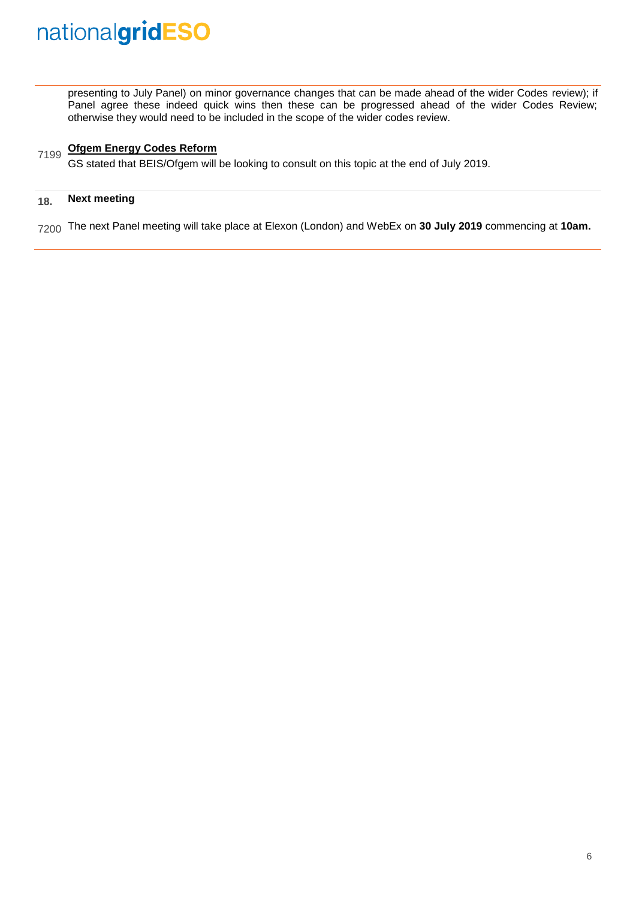presenting to July Panel) on minor governance changes that can be made ahead of the wider Codes review); if Panel agree these indeed quick wins then these can be progressed ahead of the wider Codes Review; otherwise they would need to be included in the scope of the wider codes review.

7199 **Ofgem Energy Codes Reform**

GS stated that BEIS/Ofgem will be looking to consult on this topic at the end of July 2019.

## 18. Next meeting

7200 The next Panel meeting will take place at Elexon (London) and WebEx on **30 July 2019** commencing at **10am.**